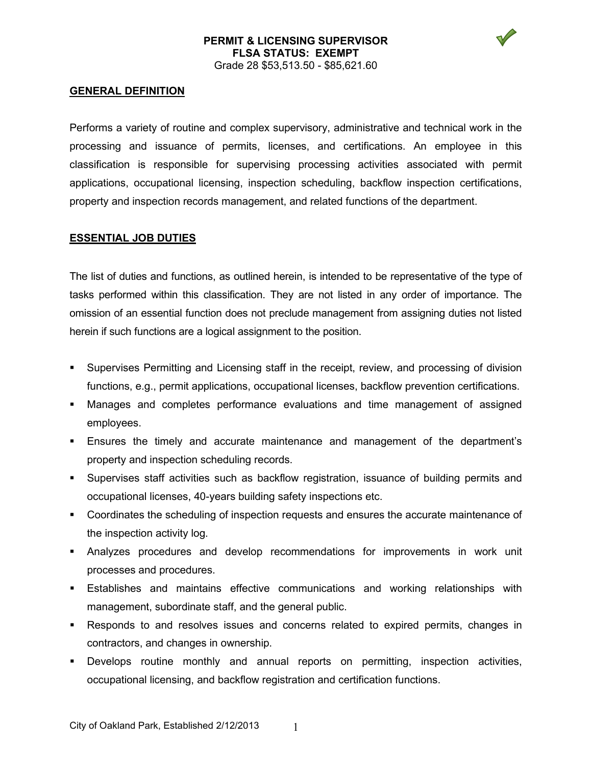# PERMIT & LICENSING SUPERVISOR

**FLSA STATUS: EXEMPT**

Grade 28 $53,513.50 - $85,621.60

## GENERAL DEFINITION

Performs a variety of routine and complex supervisory, administrative and technical work in the processing and issuance of permits, licenses, and certifications. An employee in this classification is responsible for supervising processing activities associated with permit applications, occupational licensing, inspection scheduling, backflow inspection certifications, property and inspection records management, and related functions of the department.

## ESSENTIAL JOB DUTIES

The list of duties and functions, as outlined herein, is intended to be representative of the type of tasks performed within this classification. They are not listed in any order of importance. The omission of an essential function does not preclude management from assigning duties not listed herein if such functions are a logical assignment to the position.

- Supervises Permitting and Licensing staff in the receipt, review, and processing of division functions, e.g., permit applications, occupational licenses, backflow prevention certifications.
- Manages and completes performance evaluations and time management of assigned employees.
- Ensures the timely and accurate maintenance and management of the department's property and inspection scheduling records.
- Supervises staff activities such as backflow registration, issuance of building permits and occupational licenses, 40-years building safety inspections etc.
- Coordinates the scheduling of inspection requests and ensures the accurate maintenance of the inspection activity log.
- Analyzes procedures and develop recommendations for improvements in work unit processes and procedures.
- Establishes and maintains effective communications and working relationships with management, subordinate staff, and the general public.
- Responds to and resolves issues and concerns related to expired permits, changes in contractors, and changes in ownership.
- Develops routine monthly and annual reports on permitting, inspection activities, occupational licensing, and backflow registration and certification functions.

City of Oakland Park, Established 2/12/2013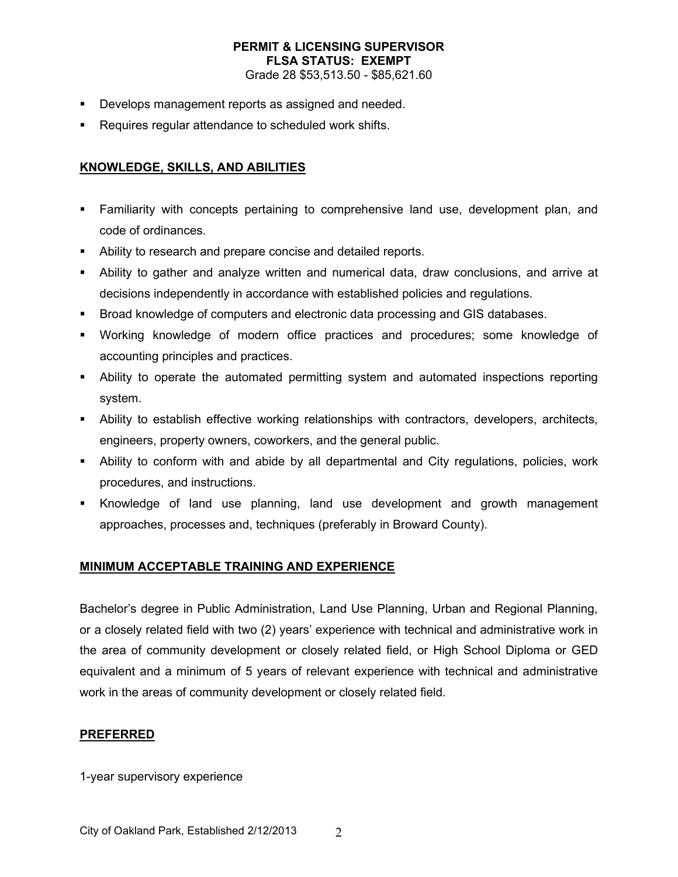- Develops management reports as assigned and needed.
- Requires regular attendance to scheduled work shifts.

## KNOWLEDGE, SKILLS, AND ABILITIES

- Familiarity with concepts pertaining to comprehensive land use, development plan, and code of ordinances.
- Ability to research and prepare concise and detailed reports.
- Ability to gather and analyze written and numerical data, draw conclusions, and arrive at decisions independently in accordance with established policies and regulations.
- Broad knowledge of computers and electronic data processing and GIS databases.
- Working knowledge of modern office practices and procedures; some knowledge of accounting principles and practices.
- Ability to operate the automated permitting system and automated inspections reporting system.
- Ability to establish effective working relationships with contractors, developers, architects, engineers, property owners, coworkers, and the general public.
- Ability to conform with and abide by all departmental and City regulations, policies, work procedures, and instructions.
- Knowledge of land use planning, land use development and growth management approaches, processes and, techniques (preferably in Broward County).

## MINIMUM ACCEPTABLE TRAINING AND EXPERIENCE

Bachelor's degree in Public Administration, Land Use Planning, Urban and Regional Planning, or a closely related field with two (2) years' experience with technical and administrative work in the area of community development or closely related field, or High School Diploma or GED equivalent and a minimum of 5 years of relevant experience with technical and administrative work in the areas of community development or closely related field.

## PREFERRED

1-year supervisory experience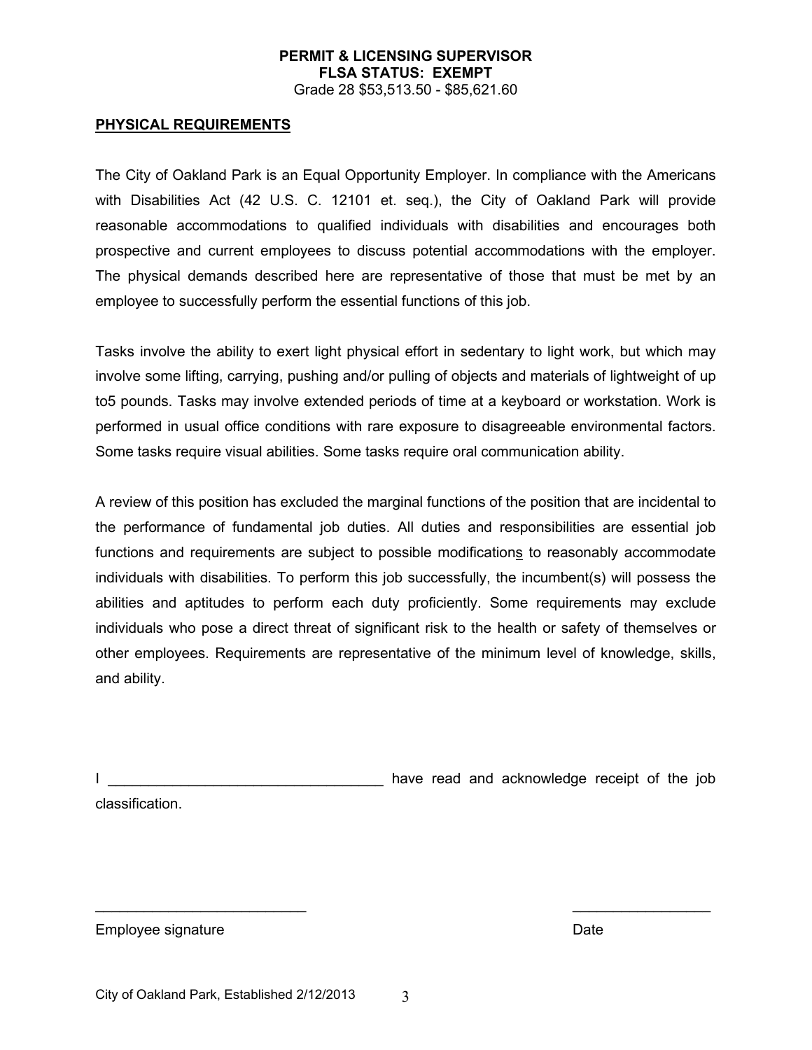**PERMIT & LICENSING SUPERVISOR**
**FLSA STATUS: EXEMPT**
Grade 28 $53,513.50 - $85,621.60

**PHYSICAL REQUIREMENTS**

The City of Oakland Park is an Equal Opportunity Employer. In compliance with the Americans with Disabilities Act (42 U.S. C. 12101 et. seq.), the City of Oakland Park will provide reasonable accommodations to qualified individuals with disabilities and encourages both prospective and current employees to discuss potential accommodations with the employer. The physical demands described here are representative of those that must be met by an employee to successfully perform the essential functions of this job.

Tasks involve the ability to exert light physical effort in sedentary to light work, but which may involve some lifting, carrying, pushing and/or pulling of objects and materials of lightweight of up to5 pounds. Tasks may involve extended periods of time at a keyboard or workstation. Work is performed in usual office conditions with rare exposure to disagreeable environmental factors. Some tasks require visual abilities. Some tasks require oral communication ability.

A review of this position has excluded the marginal functions of the position that are incidental to the performance of fundamental job duties. All duties and responsibilities are essential job functions and requirements are subject to possible modifications to reasonably accommodate individuals with disabilities. To perform this job successfully, the incumbent(s) will possess the abilities and aptitudes to perform each duty proficiently. Some requirements may exclude individuals who pose a direct threat of significant risk to the health or safety of themselves or other employees. Requirements are representative of the minimum level of knowledge, skills, and ability.

I _________________________________ have read and acknowledge receipt of the job classification.

__________________________ &nbsp;&nbsp;&nbsp;&nbsp;&nbsp;&nbsp;&nbsp;&nbsp; _________________

Employee signature &nbsp;&nbsp;&nbsp;&nbsp;&nbsp;&nbsp;&nbsp;&nbsp; Date

City of Oakland Park, Established 2/12/2013